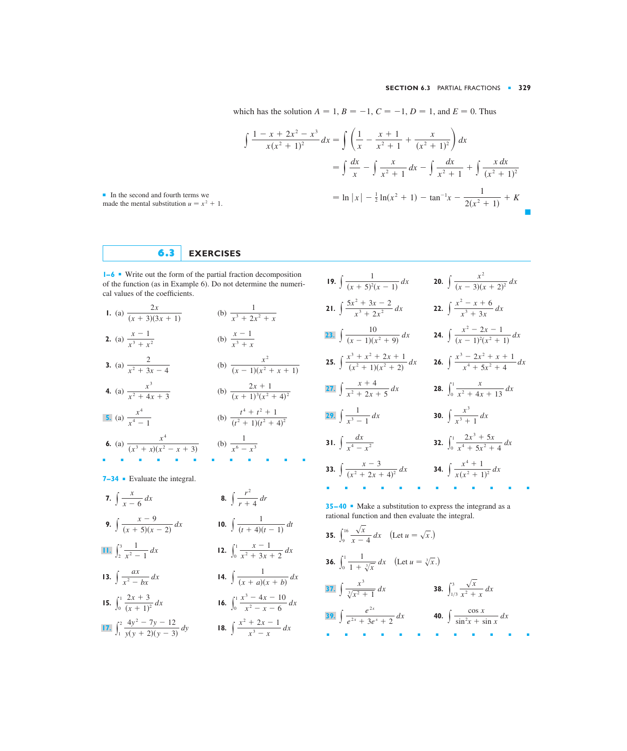which has the solution $A = 1$, $B = -1$, $C = -1$, $D = 1$, and $E = 0$. Thus

$$\int \frac{1 - x + 2x^2 - x^3}{x(x^2+1)^2}\,dx = \int \left( \frac{1}{x} - \frac{x+1}{x^2+1} + \frac{x}{(x^2+1)^2} \right) dx$$

$$= \int \frac{dx}{x} - \int \frac{x}{x^2+1}\,dx - \int \frac{dx}{x^2+1} + \int \frac{x\,dx}{(x^2+1)^2}$$

$$= \ln|x| - \tfrac{1}{2}\ln(x^2+1) - \tan^{-1}x - \frac{1}{2(x^2+1)} + K$$

■ In the second and fourth terms we made the mental substitution $u = x^2 + 1$.

## 6.3 EXERCISES

**1–6** ■ Write out the form of the partial fraction decomposition of the function (as in Example 6). Do not determine the numerical values of the coefficients.

**1.** (a) $\dfrac{2x}{(x+3)(3x+1)}$ (b) $\dfrac{1}{x^3 + 2x^2 + x}$

**2.** (a) $\dfrac{x-1}{x^3 + x^2}$ (b) $\dfrac{x-1}{x^3 + x}$

**3.** (a) $\dfrac{2}{x^2 + 3x - 4}$ (b) $\dfrac{x^2}{(x-1)(x^2+x+1)}$

**4.** (a) $\dfrac{x^3}{x^2 + 4x + 3}$ (b) $\dfrac{2x+1}{(x+1)^3(x^2+4)^2}$

**5.** (a) $\dfrac{x^4}{x^4 - 1}$ (b) $\dfrac{t^4 + t^2 + 1}{(t^2+1)(t^2+4)^2}$

**6.** (a) $\dfrac{x^4}{(x^3+x)(x^2-x+3)}$ (b) $\dfrac{1}{x^6 - x^3}$

**7–34** ■ Evaluate the integral.

**7.** $\displaystyle\int \frac{x}{x-6}\,dx$

**8.** $\displaystyle\int \frac{r^2}{r+4}\,dr$

**9.** $\displaystyle\int \frac{x-9}{(x+5)(x-2)}\,dx$

**10.** $\displaystyle\int \frac{1}{(t+4)(t-1)}\,dt$

**11.** $\displaystyle\int_2^3 \frac{1}{x^2-1}\,dx$

**12.** $\displaystyle\int_0^1 \frac{x-1}{x^2+3x+2}\,dx$

**13.** $\displaystyle\int \frac{ax}{x^2 - bx}\,dx$

**14.** $\displaystyle\int \frac{1}{(x+a)(x+b)}\,dx$

**15.** $\displaystyle\int_0^1 \frac{2x+3}{(x+1)^2}\,dx$

**16.** $\displaystyle\int_0^1 \frac{x^3 - 4x - 10}{x^2 - x - 6}\,dx$

**17.** $\displaystyle\int_1^2 \frac{4y^2 - 7y - 12}{y(y+2)(y-3)}\,dy$

**18.** $\displaystyle\int \frac{x^2 + 2x - 1}{x^3 - x}\,dx$

**19.** $\displaystyle\int \frac{1}{(x+5)^2(x-1)}\,dx$

**20.** $\displaystyle\int \frac{x^2}{(x-3)(x+2)^2}\,dx$

**21.** $\displaystyle\int \frac{5x^2 + 3x - 2}{x^3 + 2x^2}\,dx$

**22.** $\displaystyle\int \frac{x^2 - x + 6}{x^3 + 3x}\,dx$

**23.** $\displaystyle\int \frac{10}{(x-1)(x^2+9)}\,dx$

**24.** $\displaystyle\int \frac{x^2 - 2x - 1}{(x-1)^2(x^2+1)}\,dx$

**25.** $\displaystyle\int \frac{x^3 + x^2 + 2x + 1}{(x^2+1)(x^2+2)}\,dx$

**26.** $\displaystyle\int \frac{x^3 - 2x^2 + x + 1}{x^4 + 5x^2 + 4}\,dx$

**27.** $\displaystyle\int \frac{x+4}{x^2 + 2x + 5}\,dx$

**28.** $\displaystyle\int_0^1 \frac{x}{x^2 + 4x + 13}\,dx$

**29.** $\displaystyle\int \frac{1}{x^3 - 1}\,dx$

**30.** $\displaystyle\int \frac{x^3}{x^3 + 1}\,dx$

**31.** $\displaystyle\int \frac{dx}{x^4 - x^2}$

**32.** $\displaystyle\int_0^1 \frac{2x^3 + 5x}{x^4 + 5x^2 + 4}\,dx$

**33.** $\displaystyle\int \frac{x-3}{(x^2+2x+4)^2}\,dx$

**34.** $\displaystyle\int \frac{x^4 + 1}{x(x^2+1)^2}\,dx$

**35–40** ■ Make a substitution to express the integrand as a rational function and then evaluate the integral.

**35.** $\displaystyle\int_9^{16} \frac{\sqrt{x}}{x-4}\,dx$ (Let $u = \sqrt{x}$.)

**36.** $\displaystyle\int_0^1 \frac{1}{1 + \sqrt[3]{x}}\,dx$ (Let $u = \sqrt[3]{x}$.)

**37.** $\displaystyle\int \frac{x^3}{\sqrt[3]{x^2+1}}\,dx$

**38.** $\displaystyle\int_{1/3}^3 \frac{\sqrt{x}}{x^2 + x}\,dx$

**39.** $\displaystyle\int \frac{e^{2x}}{e^{2x} + 3e^x + 2}\,dx$

**40.** $\displaystyle\int \frac{\cos x}{\sin^2 x + \sin x}\,dx$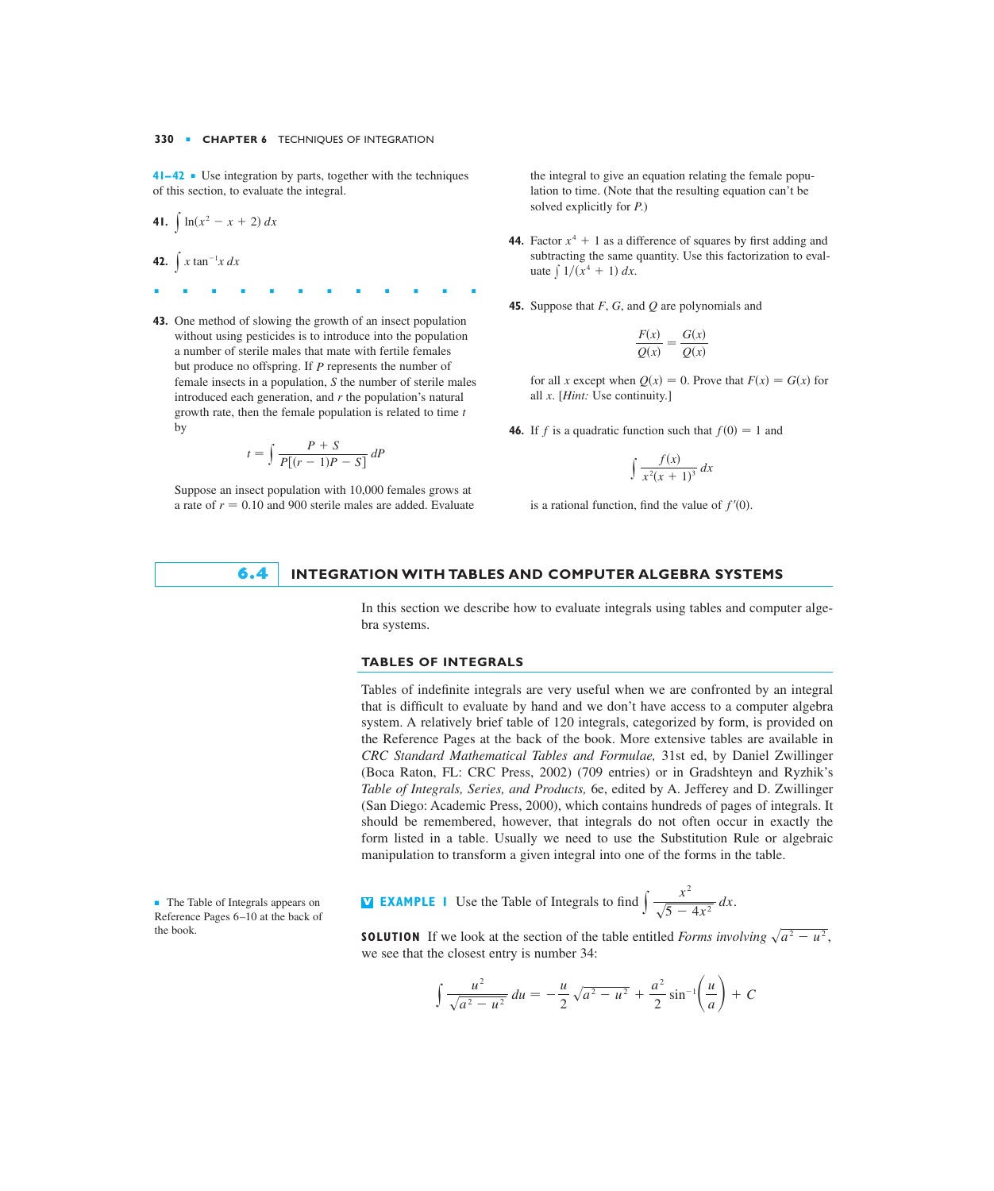**41–42** ▪ Use integration by parts, together with the techniques of this section, to evaluate the integral.

**41.** $\int \ln(x^2 - x + 2)\, dx$

**42.** $\int x \tan^{-1} x\, dx$

**43.** One method of slowing the growth of an insect population without using pesticides is to introduce into the population a number of sterile males that mate with fertile females but produce no offspring. If $P$ represents the number of female insects in a population, $S$ the number of sterile males introduced each generation, and $r$ the population's natural growth rate, then the female population is related to time $t$ by

$$t = \int \frac{P + S}{P[(r-1)P - S]}\, dP$$

Suppose an insect population with 10,000 females grows at a rate of $r = 0.10$ and 900 sterile males are added. Evaluate the integral to give an equation relating the female population to time. (Note that the resulting equation can't be solved explicitly for $P$.)

**44.** Factor $x^4 + 1$ as a difference of squares by first adding and subtracting the same quantity. Use this factorization to evaluate $\int 1/(x^4 + 1)\, dx$.

**45.** Suppose that $F$, $G$, and $Q$ are polynomials and

$$\frac{F(x)}{Q(x)} = \frac{G(x)}{Q(x)}$$

for all $x$ except when $Q(x) = 0$. Prove that $F(x) = G(x)$ for all $x$. [*Hint:* Use continuity.]

**46.** If $f$ is a quadratic function such that $f(0) = 1$ and

$$\int \frac{f(x)}{x^2(x+1)^3}\, dx$$

is a rational function, find the value of $f'(0)$.

## 6.4 INTEGRATION WITH TABLES AND COMPUTER ALGEBRA SYSTEMS

In this section we describe how to evaluate integrals using tables and computer algebra systems.

### TABLES OF INTEGRALS

Tables of indefinite integrals are very useful when we are confronted by an integral that is difficult to evaluate by hand and we don't have access to a computer algebra system. A relatively brief table of 120 integrals, categorized by form, is provided on the Reference Pages at the back of the book. More extensive tables are available in *CRC Standard Mathematical Tables and Formulae,* 31st ed, by Daniel Zwillinger (Boca Raton, FL: CRC Press, 2002) (709 entries) or in Gradshteyn and Ryzhik's *Table of Integrals, Series, and Products,* 6e, edited by A. Jefferey and D. Zwillinger (San Diego: Academic Press, 2000), which contains hundreds of pages of integrals. It should be remembered, however, that integrals do not often occur in exactly the form listed in a table. Usually we need to use the Substitution Rule or algebraic manipulation to transform a given integral into one of the forms in the table.

▪ The Table of Integrals appears on Reference Pages 6–10 at the back of the book.

**EXAMPLE 1** Use the Table of Integrals to find $\int \frac{x^2}{\sqrt{5 - 4x^2}}\, dx$.

**SOLUTION** If we look at the section of the table entitled *Forms involving* $\sqrt{a^2 - u^2}$, we see that the closest entry is number 34:

$$\int \frac{u^2}{\sqrt{a^2 - u^2}}\, du = -\frac{u}{2}\sqrt{a^2 - u^2} + \frac{a^2}{2}\sin^{-1}\left(\frac{u}{a}\right) + C$$